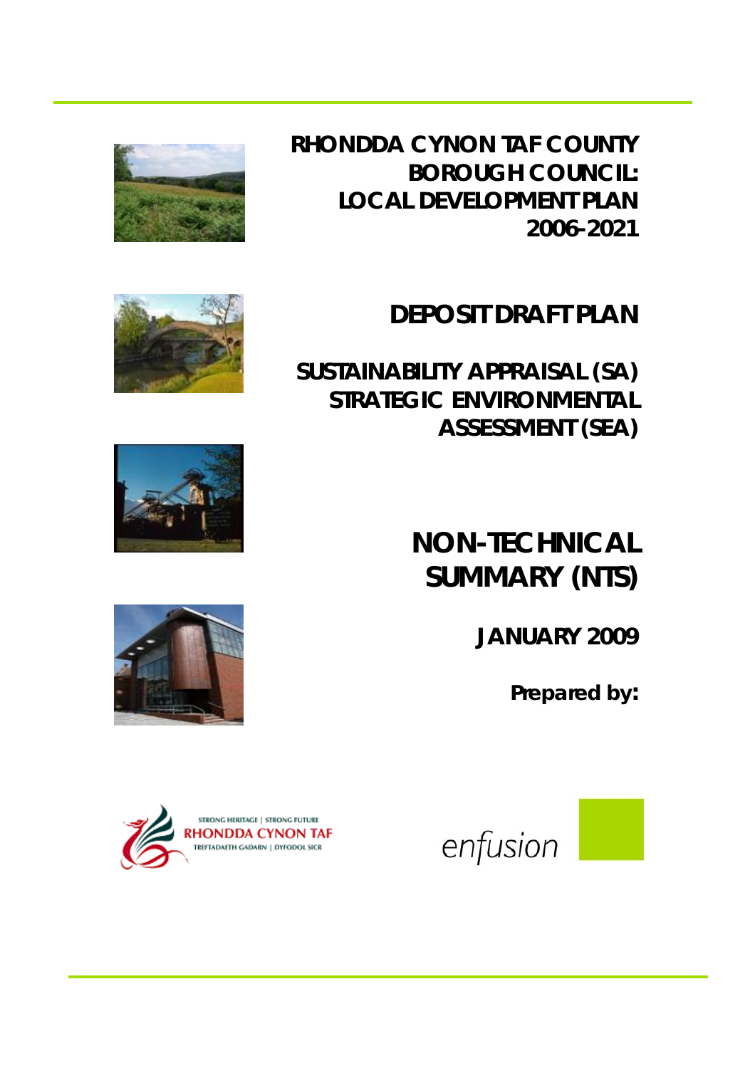# RHONDDA CYNON TAF COUNTY BOROUGH COUNCIL: LOCAL DEVELOPMENT PLAN 2006-2021

## DEPOSIT DRAFT PLAN

## SUSTAINABILITY APPRAISAL (SA) STRATEGIC ENVIRONMENTAL ASSESSMENT (SEA)

# NON-TECHNICAL SUMMARY (NTS)

**JANUARY 2009**

**Prepared by:**

STRONG HERITAGE | STRONG FUTURE
RHONDDA CYNON TAF
TREFTADAETH GADARN | DYFODOL SICR

enfusion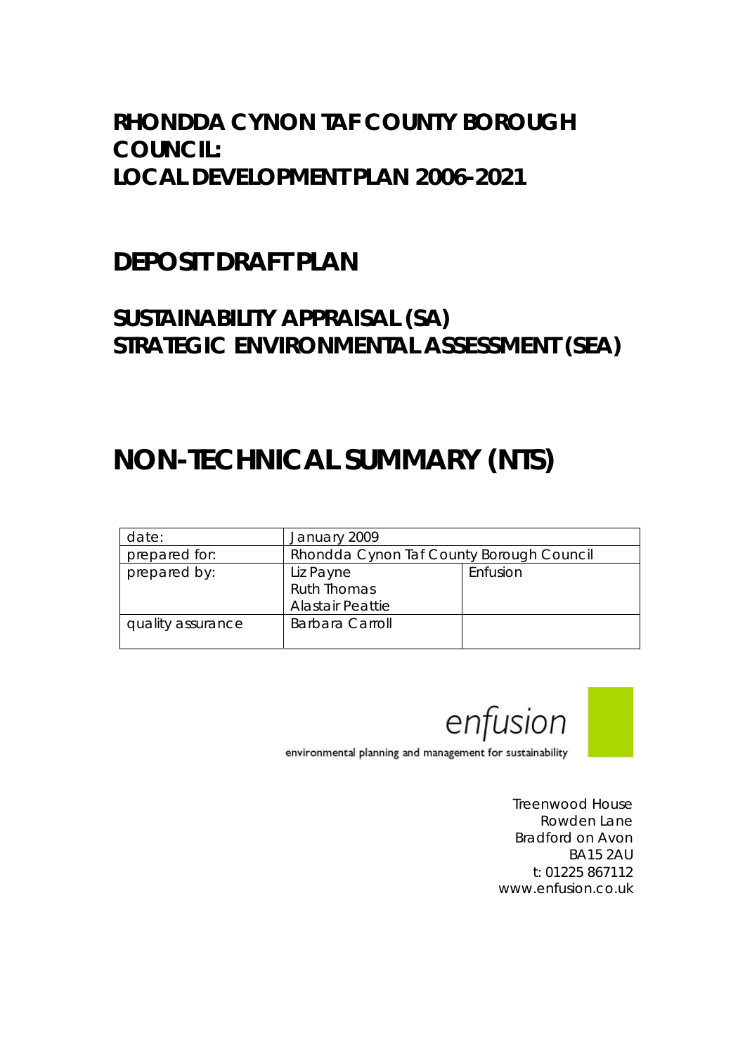# RHONDDA CYNON TAF COUNTY BOROUGH COUNCIL:
# LOCAL DEVELOPMENT PLAN 2006-2021

## DEPOSIT DRAFT PLAN

### SUSTAINABILITY APPRAISAL (SA)
### STRATEGIC ENVIRONMENTAL ASSESSMENT (SEA)

# NON-TECHNICAL SUMMARY (NTS)

| date: | January 2009 | |
|---|---|---|
| prepared for: | Rhondda Cynon Taf County Borough Council | |
| prepared by: | Liz Payne<br>Ruth Thomas<br>Alastair Peattie | Enfusion |
| quality assurance | Barbara Carroll | |

enfusion

environmental planning and management for sustainability

Treenwood House
Rowden Lane
Bradford on Avon
BA15 2AU
t: 01225 867112
www.enfusion.co.uk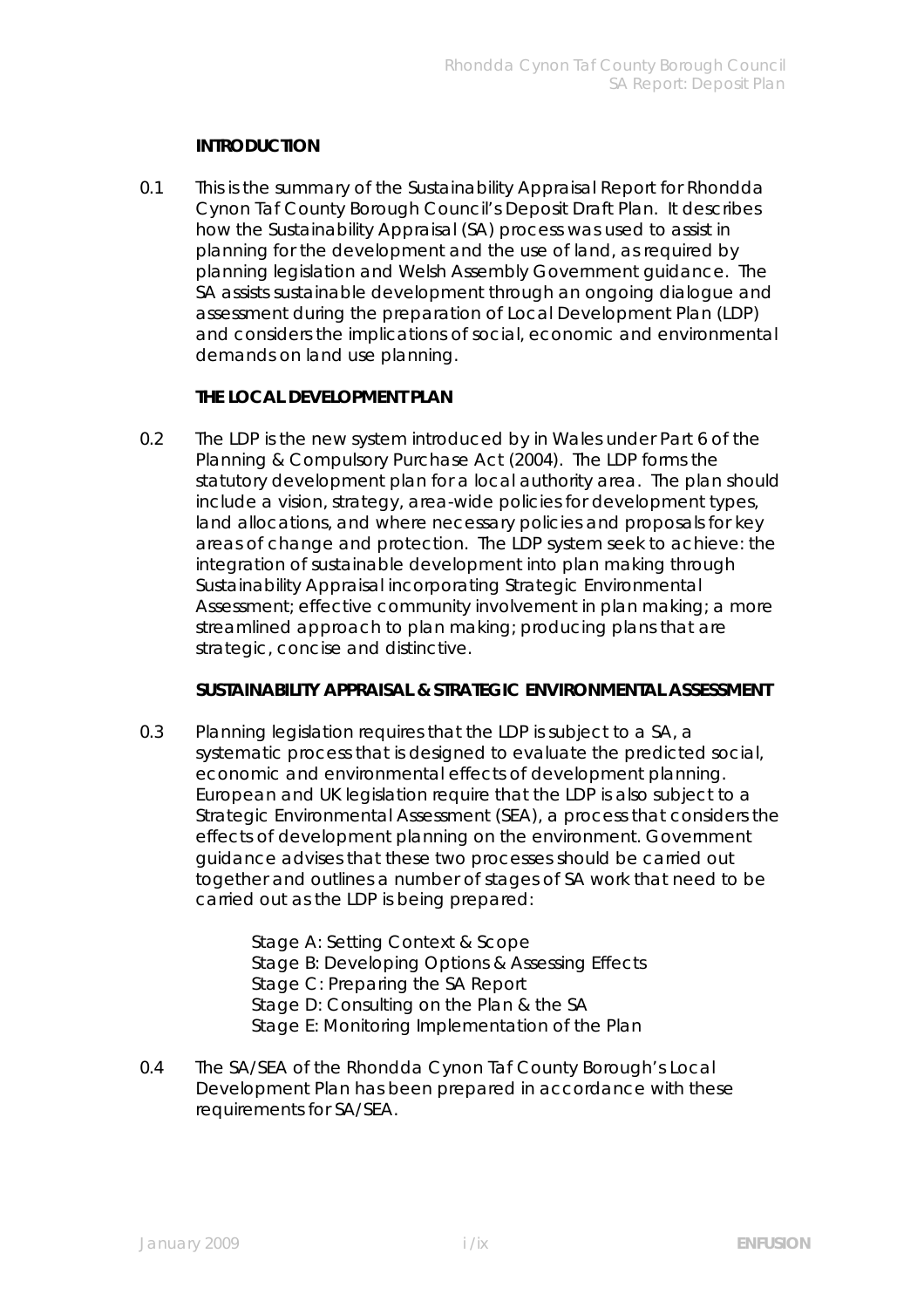## INTRODUCTION

0.1 This is the summary of the Sustainability Appraisal Report for Rhondda Cynon Taf County Borough Council's Deposit Draft Plan. It describes how the Sustainability Appraisal (SA) process was used to assist in planning for the development and the use of land, as required by planning legislation and Welsh Assembly Government guidance. The SA assists sustainable development through an ongoing dialogue and assessment during the preparation of Local Development Plan (LDP) and considers the implications of social, economic and environmental demands on land use planning.

## THE LOCAL DEVELOPMENT PLAN

0.2 The LDP is the new system introduced by in Wales under Part 6 of the Planning & Compulsory Purchase Act (2004). The LDP forms the statutory development plan for a local authority area. The plan should include a vision, strategy, area-wide policies for development types, land allocations, and where necessary policies and proposals for key areas of change and protection. The LDP system seek to achieve: the integration of sustainable development into plan making through Sustainability Appraisal incorporating Strategic Environmental Assessment; effective community involvement in plan making; a more streamlined approach to plan making; producing plans that are strategic, concise and distinctive.

## SUSTAINABILITY APPRAISAL & STRATEGIC ENVIRONMENTAL ASSESSMENT

0.3 Planning legislation requires that the LDP is subject to a SA, a systematic process that is designed to evaluate the predicted social, economic and environmental effects of development planning. European and UK legislation require that the LDP is also subject to a Strategic Environmental Assessment (SEA), a process that considers the effects of development planning on the environment. Government guidance advises that these two processes should be carried out together and outlines a number of stages of SA work that need to be carried out as the LDP is being prepared:

Stage A: Setting Context & Scope
Stage B: Developing Options & Assessing Effects
Stage C: Preparing the SA Report
Stage D: Consulting on the Plan & the SA
Stage E: Monitoring Implementation of the Plan

0.4 The SA/SEA of the Rhondda Cynon Taf County Borough's Local Development Plan has been prepared in accordance with these requirements for SA/SEA.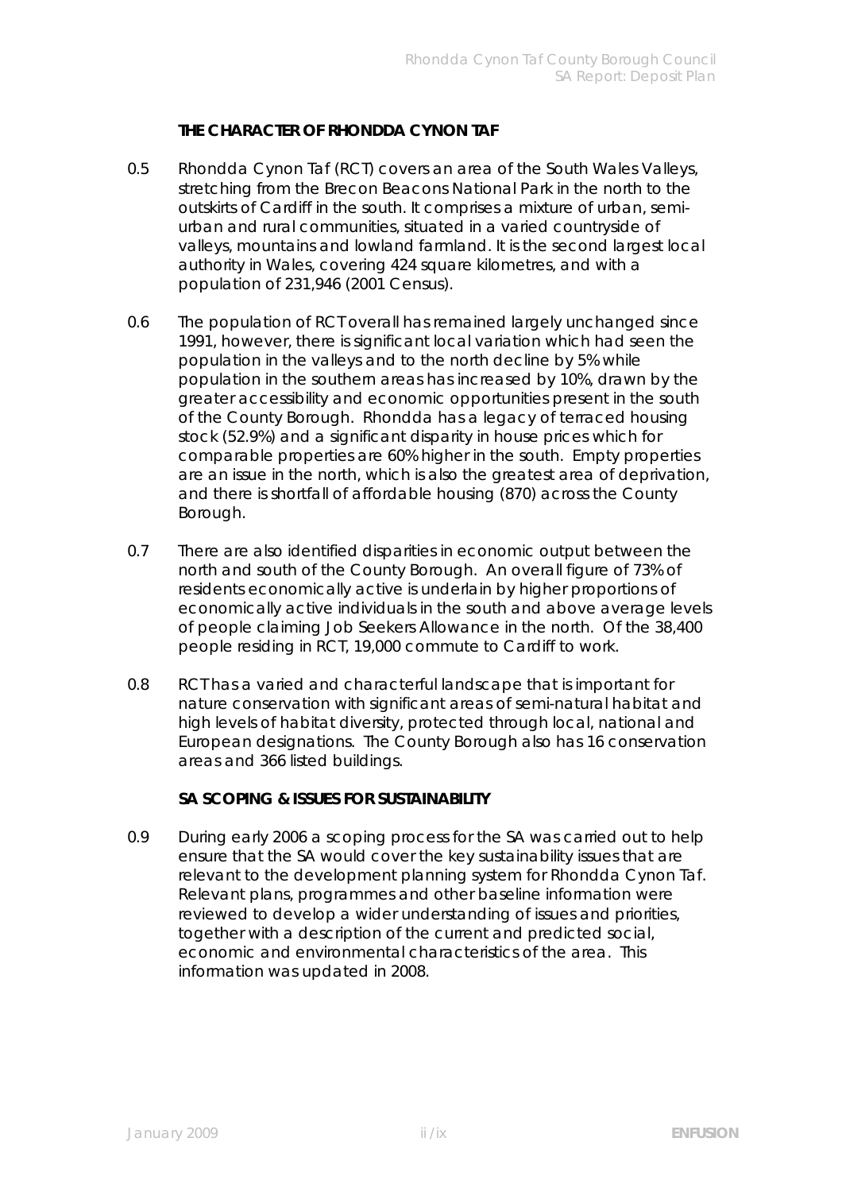### THE CHARACTER OF RHONDDA CYNON TAF

0.5 Rhondda Cynon Taf (RCT) covers an area of the South Wales Valleys, stretching from the Brecon Beacons National Park in the north to the outskirts of Cardiff in the south. It comprises a mixture of urban, semi-urban and rural communities, situated in a varied countryside of valleys, mountains and lowland farmland. It is the second largest local authority in Wales, covering 424 square kilometres, and with a population of 231,946 (2001 Census).

0.6 The population of RCT overall has remained largely unchanged since 1991, however, there is significant local variation which had seen the population in the valleys and to the north decline by 5% while population in the southern areas has increased by 10%, drawn by the greater accessibility and economic opportunities present in the south of the County Borough. Rhondda has a legacy of terraced housing stock (52.9%) and a significant disparity in house prices which for comparable properties are 60% higher in the south. Empty properties are an issue in the north, which is also the greatest area of deprivation, and there is shortfall of affordable housing (870) across the County Borough.

0.7 There are also identified disparities in economic output between the north and south of the County Borough. An overall figure of 73% of residents economically active is underlain by higher proportions of economically active individuals in the south and above average levels of people claiming Job Seekers Allowance in the north. Of the 38,400 people residing in RCT, 19,000 commute to Cardiff to work.

0.8 RCT has a varied and characterful landscape that is important for nature conservation with significant areas of semi-natural habitat and high levels of habitat diversity, protected through local, national and European designations. The County Borough also has 16 conservation areas and 366 listed buildings.

### SA SCOPING & ISSUES FOR SUSTAINABILITY

0.9 During early 2006 a scoping process for the SA was carried out to help ensure that the SA would cover the key sustainability issues that are relevant to the development planning system for Rhondda Cynon Taf. Relevant plans, programmes and other baseline information were reviewed to develop a wider understanding of issues and priorities, together with a description of the current and predicted social, economic and environmental characteristics of the area. This information was updated in 2008.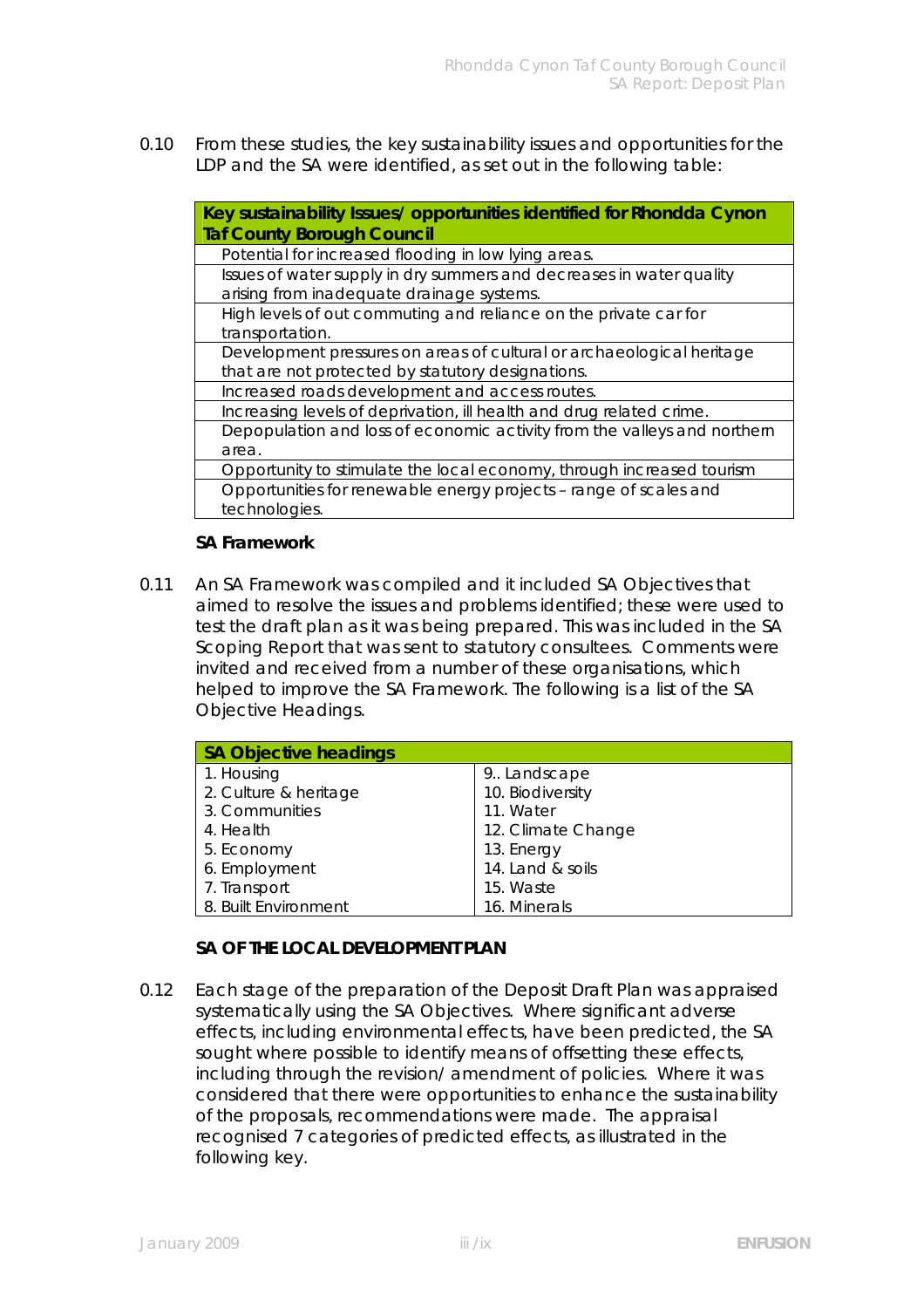0.10 From these studies, the key sustainability issues and opportunities for the LDP and the SA were identified, as set out in the following table:

| Key sustainability Issues/ opportunities identified for Rhondda Cynon Taf County Borough Council |
|---|
| Potential for increased flooding in low lying areas. |
| Issues of water supply in dry summers and decreases in water quality arising from inadequate drainage systems. |
| High levels of out commuting and reliance on the private car for transportation. |
| Development pressures on areas of cultural or archaeological heritage that are not protected by statutory designations. |
| Increased roads development and access routes. |
| Increasing levels of deprivation, ill health and drug related crime. |
| Depopulation and loss of economic activity from the valleys and northern area. |
| Opportunity to stimulate the local economy, through increased tourism |
| Opportunities for renewable energy projects – range of scales and technologies. |

**SA Framework**

0.11 An SA Framework was compiled and it included SA Objectives that aimed to resolve the issues and problems identified; these were used to test the draft plan as it was being prepared. This was included in the SA Scoping Report that was sent to statutory consultees. Comments were invited and received from a number of these organisations, which helped to improve the SA Framework. The following is a list of the SA Objective Headings.

| SA Objective headings | |
|---|---|
| 1. Housing | 9.. Landscape |
| 2. Culture & heritage | 10. Biodiversity |
| 3. Communities | 11. Water |
| 4. Health | 12. Climate Change |
| 5. Economy | 13. Energy |
| 6. Employment | 14. Land & soils |
| 7. Transport | 15. Waste |
| 8. Built Environment | 16. Minerals |

**SA OF THE LOCAL DEVELOPMENT PLAN**

0.12 Each stage of the preparation of the Deposit Draft Plan was appraised systematically using the SA Objectives. Where significant adverse effects, including environmental effects, have been predicted, the SA sought where possible to identify means of offsetting these effects, including through the revision/ amendment of policies. Where it was considered that there were opportunities to enhance the sustainability of the proposals, recommendations were made. The appraisal recognised 7 categories of predicted effects, as illustrated in the following key.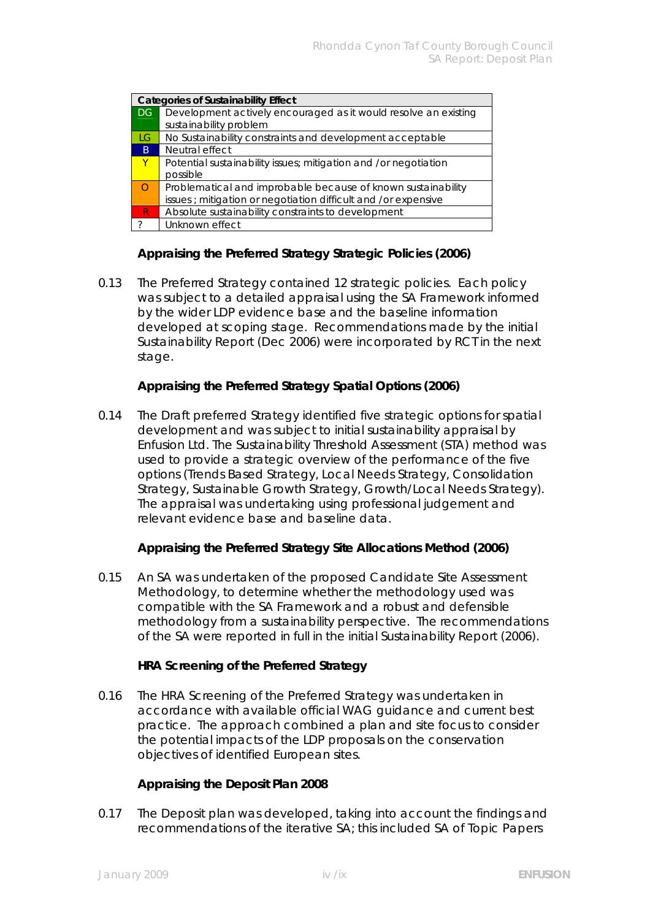| Categories of Sustainability Effect | |
|---|---|
| DG | Development actively encouraged as it would resolve an existing sustainability problem |
| LG | No Sustainability constraints and development acceptable |
| B | Neutral effect |
| Y | Potential sustainability issues; mitigation and /or negotiation possible |
| O | Problematical and improbable because of known sustainability issues ; mitigation or negotiation difficult and /or expensive |
| R | Absolute sustainability constraints to development |
| ? | Unknown effect |

**Appraising the Preferred Strategy Strategic Policies (2006)**

0.13 The Preferred Strategy contained 12 strategic policies. Each policy was subject to a detailed appraisal using the SA Framework informed by the wider LDP evidence base and the baseline information developed at scoping stage. Recommendations made by the initial Sustainability Report (Dec 2006) were incorporated by RCT in the next stage.

**Appraising the Preferred Strategy Spatial Options (2006)**

0.14 The Draft preferred Strategy identified five strategic options for spatial development and was subject to initial sustainability appraisal by Enfusion Ltd. The Sustainability Threshold Assessment (STA) method was used to provide a strategic overview of the performance of the five options (Trends Based Strategy, Local Needs Strategy, Consolidation Strategy, Sustainable Growth Strategy, Growth/Local Needs Strategy). The appraisal was undertaking using professional judgement and relevant evidence base and baseline data.

**Appraising the Preferred Strategy Site Allocations Method (2006)**

0.15 An SA was undertaken of the proposed Candidate Site Assessment Methodology, to determine whether the methodology used was compatible with the SA Framework and a robust and defensible methodology from a sustainability perspective. The recommendations of the SA were reported in full in the initial Sustainability Report (2006).

**HRA Screening of the Preferred Strategy**

0.16 The HRA Screening of the Preferred Strategy was undertaken in accordance with available official WAG guidance and current best practice. The approach combined a plan and site focus to consider the potential impacts of the LDP proposals on the conservation objectives of identified European sites.

**Appraising the Deposit Plan 2008**

0.17 The Deposit plan was developed, taking into account the findings and recommendations of the iterative SA; this included SA of Topic Papers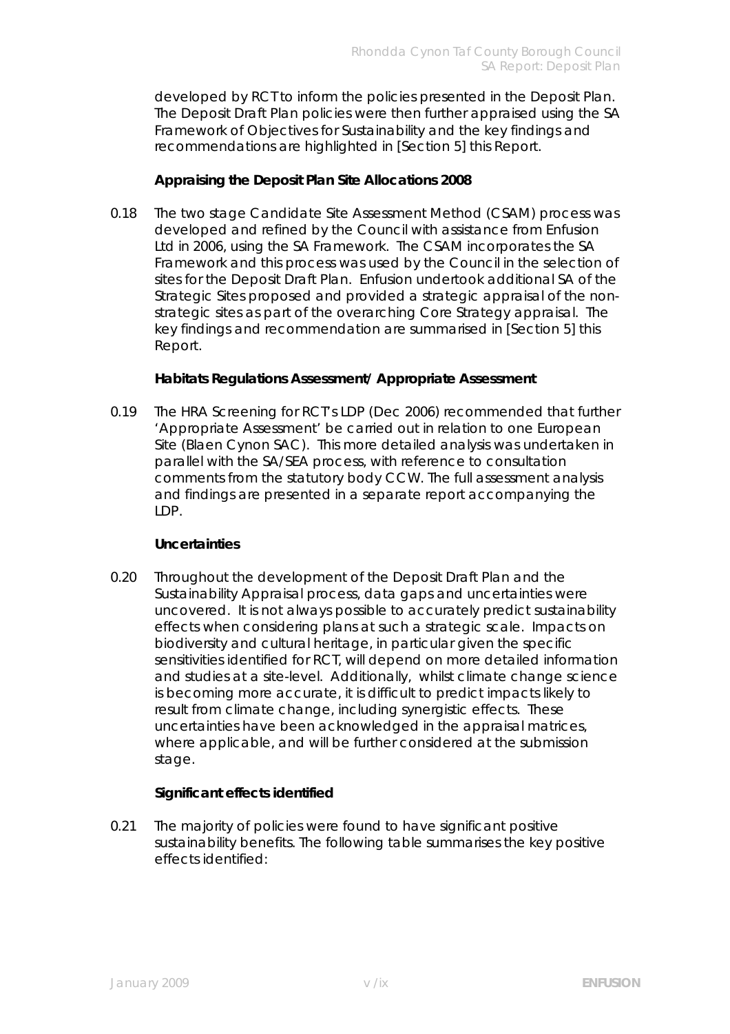developed by RCT to inform the policies presented in the Deposit Plan. The Deposit Draft Plan policies were then further appraised using the SA Framework of Objectives for Sustainability and the key findings and recommendations are highlighted in [Section 5] this Report.

**Appraising the Deposit Plan Site Allocations 2008**

0.18 The two stage Candidate Site Assessment Method (CSAM) process was developed and refined by the Council with assistance from Enfusion Ltd in 2006, using the SA Framework. The CSAM incorporates the SA Framework and this process was used by the Council in the selection of sites for the Deposit Draft Plan. Enfusion undertook additional SA of the Strategic Sites proposed and provided a strategic appraisal of the non-strategic sites as part of the overarching Core Strategy appraisal. The key findings and recommendation are summarised in [Section 5] this Report.

**Habitats Regulations Assessment/ Appropriate Assessment**

0.19 The HRA Screening for RCT's LDP (Dec 2006) recommended that further 'Appropriate Assessment' be carried out in relation to one European Site (Blaen Cynon SAC). This more detailed analysis was undertaken in parallel with the SA/SEA process, with reference to consultation comments from the statutory body CCW. The full assessment analysis and findings are presented in a separate report accompanying the LDP.

**Uncertainties**

0.20 Throughout the development of the Deposit Draft Plan and the Sustainability Appraisal process, data gaps and uncertainties were uncovered. It is not always possible to accurately predict sustainability effects when considering plans at such a strategic scale. Impacts on biodiversity and cultural heritage, in particular given the specific sensitivities identified for RCT, will depend on more detailed information and studies at a site-level. Additionally, whilst climate change science is becoming more accurate, it is difficult to predict impacts likely to result from climate change, including synergistic effects. These uncertainties have been acknowledged in the appraisal matrices, where applicable, and will be further considered at the submission stage.

**Significant effects identified**

0.21 The majority of policies were found to have significant positive sustainability benefits. The following table summarises the key positive effects identified: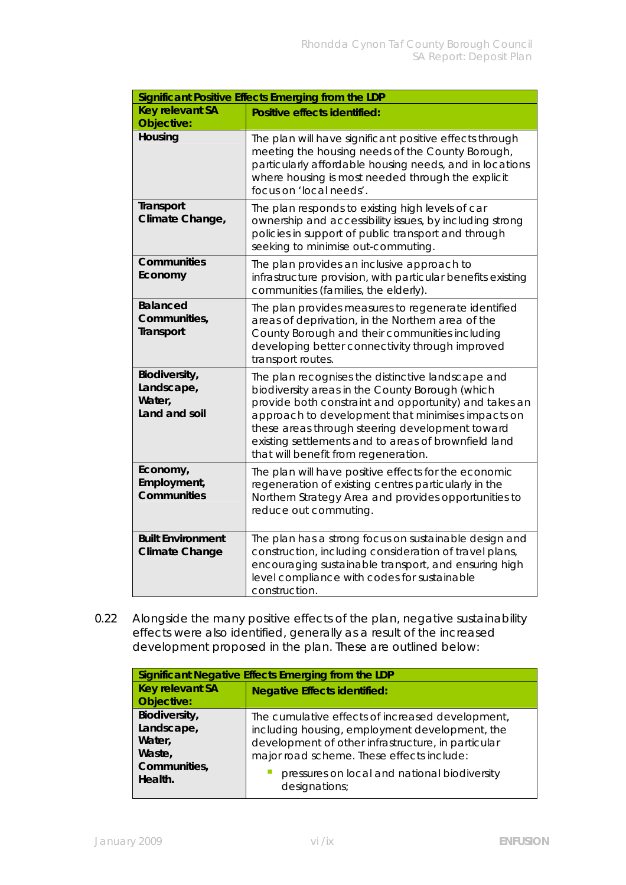| Significant Positive Effects Emerging from the LDP | |
|---|---|
| **Key relevant SA Objective:** | **Positive effects identified:** |
| **Housing** | The plan will have significant positive effects through meeting the housing needs of the County Borough, particularly affordable housing needs, and in locations where housing is most needed through the explicit focus on 'local needs'. |
| **Transport Climate Change,** | The plan responds to existing high levels of car ownership and accessibility issues, by including strong policies in support of public transport and through seeking to minimise out-commuting. |
| **Communities Economy** | The plan provides an inclusive approach to infrastructure provision, with particular benefits existing communities (families, the elderly). |
| **Balanced Communities, Transport** | The plan provides measures to regenerate identified areas of deprivation, in the Northern area of the County Borough and their communities including developing better connectivity through improved transport routes. |
| **Biodiversity, Landscape, Water, Land and soil** | The plan recognises the distinctive landscape and biodiversity areas in the County Borough (which provide both constraint and opportunity) and takes an approach to development that minimises impacts on these areas through steering development toward existing settlements and to areas of brownfield land that will benefit from regeneration. |
| **Economy, Employment, Communities** | The plan will have positive effects for the economic regeneration of existing centres particularly in the Northern Strategy Area and provides opportunities to reduce out commuting. |
| **Built Environment Climate Change** | The plan has a strong focus on sustainable design and construction, including consideration of travel plans, encouraging sustainable transport, and ensuring high level compliance with codes for sustainable construction. |

0.22 Alongside the many positive effects of the plan, negative sustainability effects were also identified, generally as a result of the increased development proposed in the plan. These are outlined below:

| Significant Negative Effects Emerging from the LDP | |
|---|---|
| **Key relevant SA Objective:** | **Negative Effects identified:** |
| **Biodiversity, Landscape, Water, Waste, Communities, Health.** | The cumulative effects of increased development, including housing, employment development, the development of other infrastructure, in particular major road scheme. These effects include:<br>- pressures on local and national biodiversity designations; |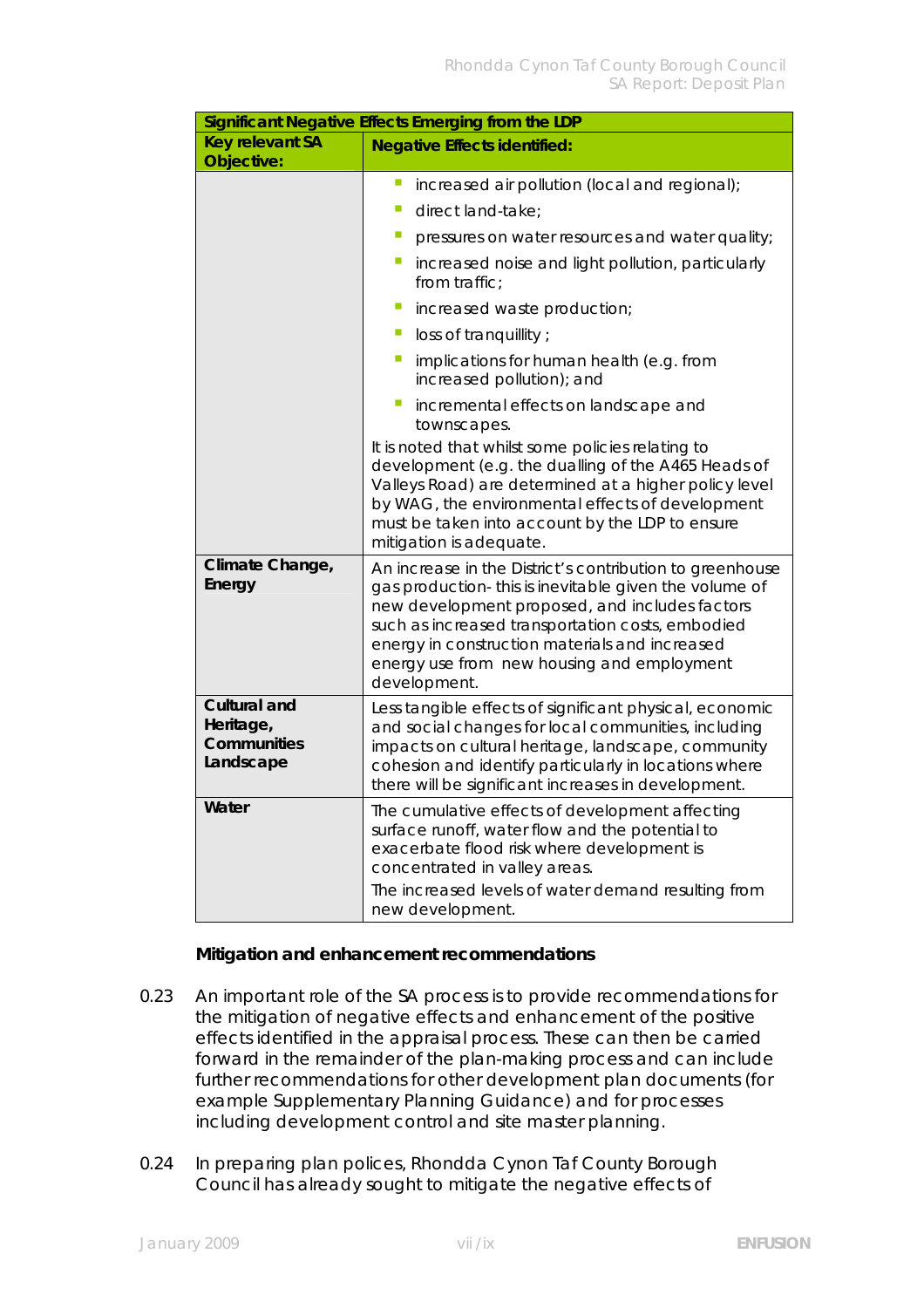| Significant Negative Effects Emerging from the LDP | |
|---|---|
| **Key relevant SA Objective:** | **Negative Effects identified:** |
| | - increased air pollution (local and regional);<br>- direct land-take;<br>- pressures on water resources and water quality;<br>- increased noise and light pollution, particularly from traffic;<br>- increased waste production;<br>- loss of tranquillity ;<br>- implications for human health (e.g. from increased pollution); and<br>- incremental effects on landscape and townscapes.<br>It is noted that whilst some policies relating to development (e.g. the dualling of the A465 Heads of Valleys Road) are determined at a higher policy level by WAG, the environmental effects of development must be taken into account by the LDP to ensure mitigation is adequate. |
| **Climate Change, Energy** | An increase in the District's contribution to greenhouse gas production- this is inevitable given the volume of new development proposed, and includes factors such as increased transportation costs, embodied energy in construction materials and increased energy use from new housing and employment development. |
| **Cultural and Heritage, Communities Landscape** | Less tangible effects of significant physical, economic and social changes for local communities, including impacts on cultural heritage, landscape, community cohesion and identify particularly in locations where there will be significant increases in development. |
| **Water** | The cumulative effects of development affecting surface runoff, water flow and the potential to exacerbate flood risk where development is concentrated in valley areas.<br>The increased levels of water demand resulting from new development. |

**Mitigation and enhancement recommendations**

0.23 An important role of the SA process is to provide recommendations for the mitigation of negative effects and enhancement of the positive effects identified in the appraisal process. These can then be carried forward in the remainder of the plan-making process and can include further recommendations for other development plan documents (for example Supplementary Planning Guidance) and for processes including development control and site master planning.

0.24 In preparing plan polices, Rhondda Cynon Taf County Borough Council has already sought to mitigate the negative effects of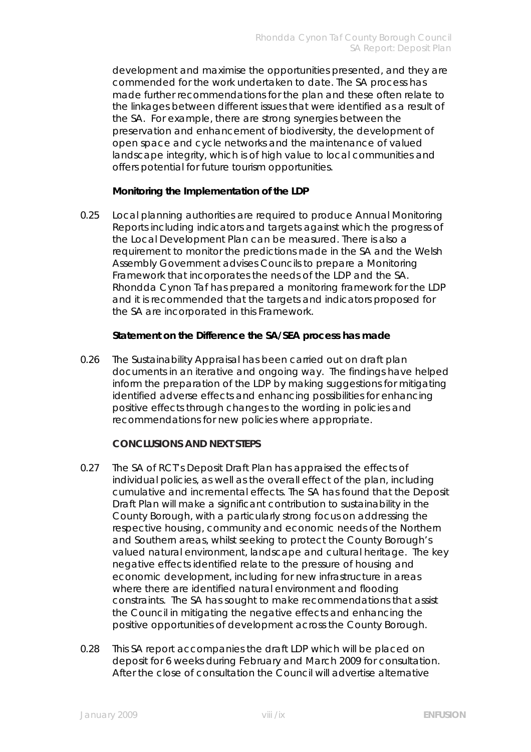development and maximise the opportunities presented, and they are commended for the work undertaken to date. The SA process has made further recommendations for the plan and these often relate to the linkages between different issues that were identified as a result of the SA. For example, there are strong synergies between the preservation and enhancement of biodiversity, the development of open space and cycle networks and the maintenance of valued landscape integrity, which is of high value to local communities and offers potential for future tourism opportunities.

**Monitoring the Implementation of the LDP**

0.25 Local planning authorities are required to produce Annual Monitoring Reports including indicators and targets against which the progress of the Local Development Plan can be measured. There is also a requirement to monitor the predictions made in the SA and the Welsh Assembly Government advises Councils to prepare a Monitoring Framework that incorporates the needs of the LDP and the SA. Rhondda Cynon Taf has prepared a monitoring framework for the LDP and it is recommended that the targets and indicators proposed for the SA are incorporated in this Framework.

**Statement on the Difference the SA/SEA process has made**

0.26 The Sustainability Appraisal has been carried out on draft plan documents in an iterative and ongoing way. The findings have helped inform the preparation of the LDP by making suggestions for mitigating identified adverse effects and enhancing possibilities for enhancing positive effects through changes to the wording in policies and recommendations for new policies where appropriate.

**CONCLUSIONS AND NEXT STEPS**

0.27 The SA of RCT's Deposit Draft Plan has appraised the effects of individual policies, as well as the overall effect of the plan, including cumulative and incremental effects. The SA has found that the Deposit Draft Plan will make a significant contribution to sustainability in the County Borough, with a particularly strong focus on addressing the respective housing, community and economic needs of the Northern and Southern areas, whilst seeking to protect the County Borough's valued natural environment, landscape and cultural heritage. The key negative effects identified relate to the pressure of housing and economic development, including for new infrastructure in areas where there are identified natural environment and flooding constraints. The SA has sought to make recommendations that assist the Council in mitigating the negative effects and enhancing the positive opportunities of development across the County Borough.

0.28 This SA report accompanies the draft LDP which will be placed on deposit for 6 weeks during February and March 2009 for consultation. After the close of consultation the Council will advertise alternative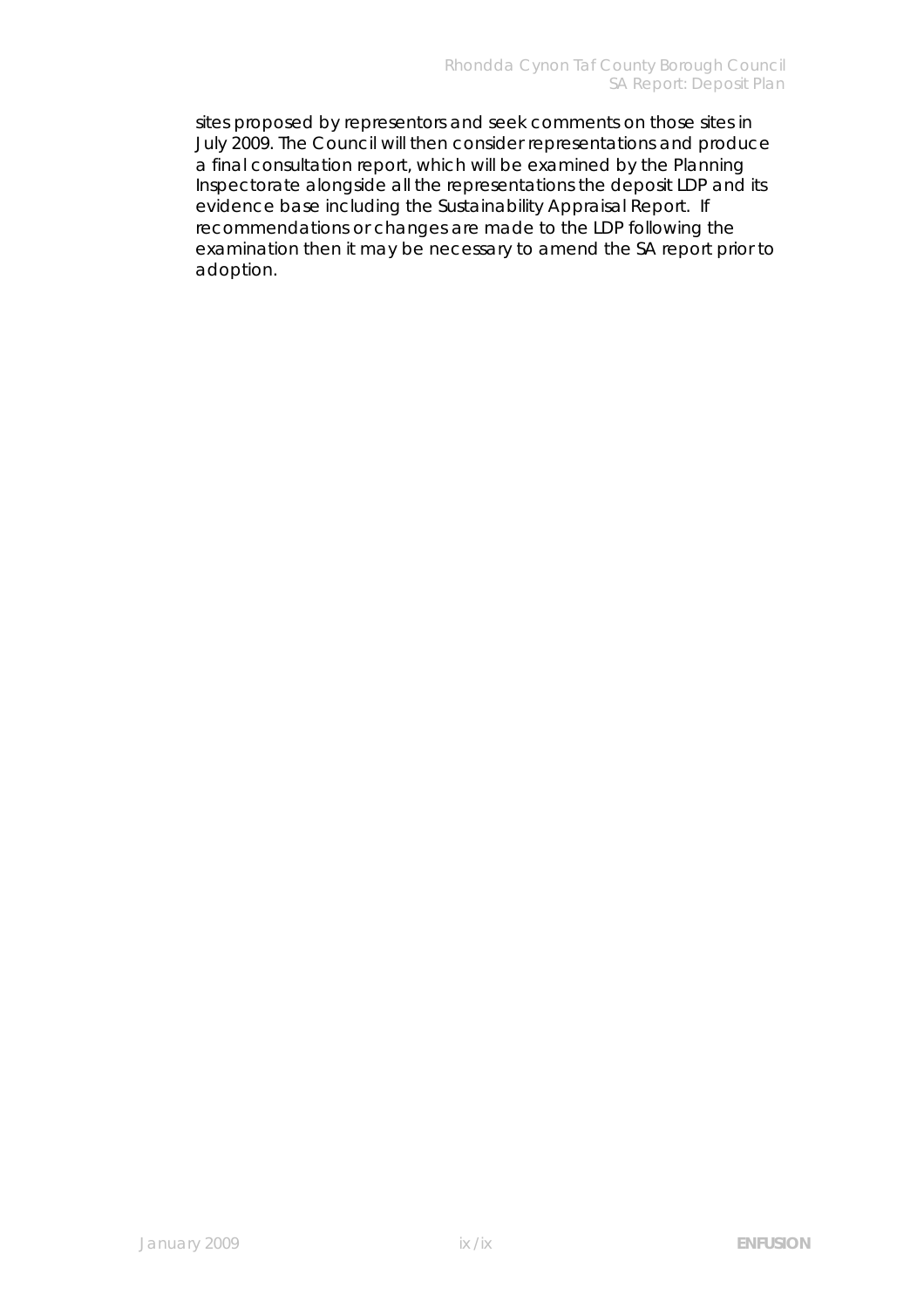sites proposed by representors and seek comments on those sites in July 2009. The Council will then consider representations and produce a final consultation report, which will be examined by the Planning Inspectorate alongside all the representations the deposit LDP and its evidence base including the Sustainability Appraisal Report. If recommendations or changes are made to the LDP following the examination then it may be necessary to amend the SA report prior to adoption.